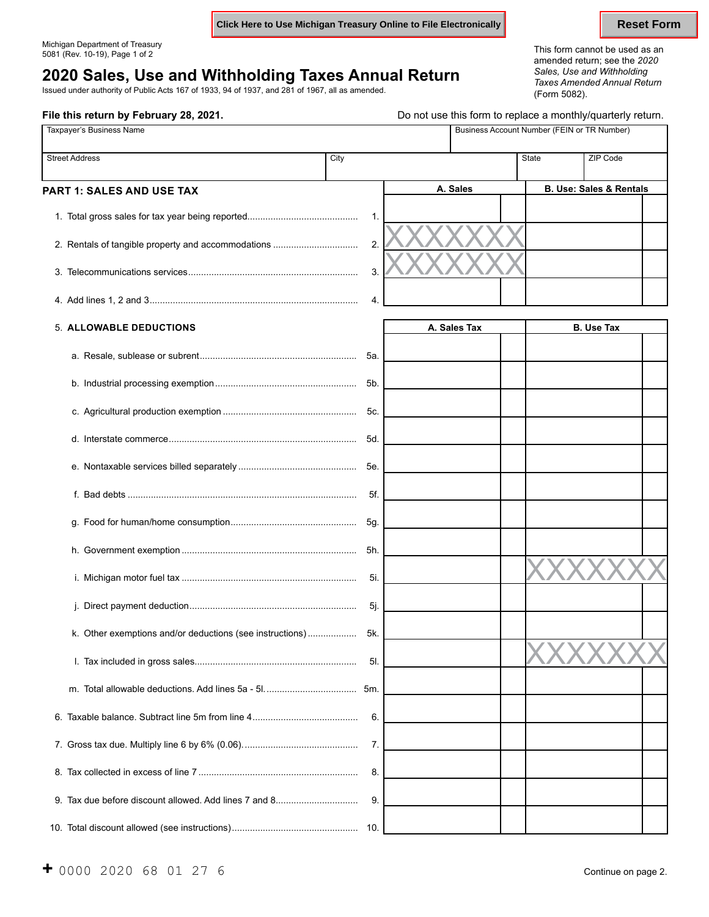Click Here to Use Michigan Treasury Online to File Electronically

Reset Form

Michigan Department of Treasury
5081 (Rev. 10-19), Page 1 of 2

# 2020 Sales, Use and Withholding Taxes Annual Return

Issued under authority of Public Acts 167 of 1933, 94 of 1937, and 281 of 1967, all as amended.

This form cannot be used as an amended return; see the *2020 Sales, Use and Withholding Taxes Amended Annual Return* (Form 5082).

**File this return by February 28, 2021.**

Do not use this form to replace a monthly/quarterly return.

| Taxpayer's Business Name | | | Business Account Number (FEIN or TR Number) |
|---|---|---|---|
| **Street Address** | **City** | **State** | **ZIP Code** |
| | | | |

## PART 1: SALES AND USE TAX

| | | A. Sales | B. Use: Sales & Rentals |
|---|---|---|---|
| 1. Total gross sales for tax year being reported | 1. | | |
| 2. Rentals of tangible property and accommodations | 2. | XXXXXXX | |
| 3. Telecommunications services | 3. | XXXXXXX | |
| 4. Add lines 1, 2 and 3 | 4. | | |

| 5. **ALLOWABLE DEDUCTIONS** | | A. Sales Tax | B. Use Tax |
|---|---|---|---|
| a. Resale, sublease or subrent | 5a. | | |
| b. Industrial processing exemption | 5b. | | |
| c. Agricultural production exemption | 5c. | | |
| d. Interstate commerce | 5d. | | |
| e. Nontaxable services billed separately | 5e. | | |
| f. Bad debts | 5f. | | |
| g. Food for human/home consumption | 5g. | | |
| h. Government exemption | 5h. | | |
| i. Michigan motor fuel tax | 5i. | | XXXXXXX |
| j. Direct payment deduction | 5j. | | |
| k. Other exemptions and/or deductions (see instructions) | 5k. | | |
| l. Tax included in gross sales | 5l. | | XXXXXXX |
| m. Total allowable deductions. Add lines 5a - 5l. | 5m. | | |
| 6. Taxable balance. Subtract line 5m from line 4 | 6. | | |
| 7. Gross tax due. Multiply line 6 by 6% (0.06). | 7. | | |
| 8. Tax collected in excess of line 7 | 8. | | |
| 9. Tax due before discount allowed. Add lines 7 and 8 | 9. | | |
| 10. Total discount allowed (see instructions) | 10. | | |

+ 0000 2020 68 01 27 6

Continue on page 2.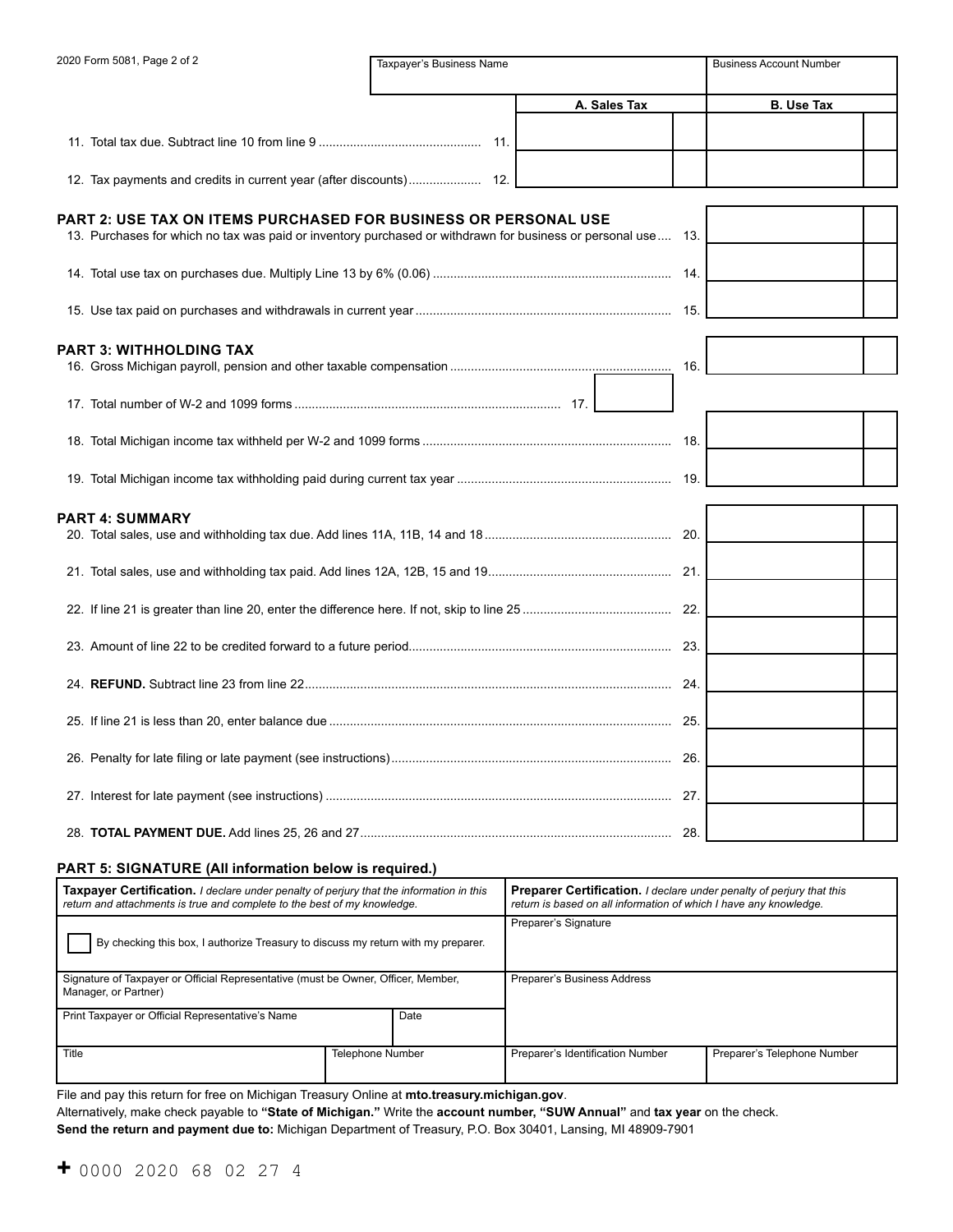2020 Form 5081, Page 2 of 2

| Taxpayer's Business Name | Business Account Number |
|---|---|
| | |

| | A. Sales Tax | B. Use Tax |
|---|---|---|
| 11. Total tax due. Subtract line 10 from line 9 .......... 11. | | |
| 12. Tax payments and credits in current year (after discounts) .......... 12. | | |

## PART 2: USE TAX ON ITEMS PURCHASED FOR BUSINESS OR PERSONAL USE

| | |
|---|---|
| 13. Purchases for which no tax was paid or inventory purchased or withdrawn for business or personal use .... 13. | |
| 14. Total use tax on purchases due. Multiply Line 13 by 6% (0.06) .......... 14. | |
| 15. Use tax paid on purchases and withdrawals in current year .......... 15. | |

## PART 3: WITHHOLDING TAX

| | |
|---|---|
| 16. Gross Michigan payroll, pension and other taxable compensation .......... 16. | |
| 17. Total number of W-2 and 1099 forms .......... 17. | |
| 18. Total Michigan income tax withheld per W-2 and 1099 forms .......... 18. | |
| 19. Total Michigan income tax withholding paid during current tax year .......... 19. | |

## PART 4: SUMMARY

| | |
|---|---|
| 20. Total sales, use and withholding tax due. Add lines 11A, 11B, 14 and 18 .......... 20. | |
| 21. Total sales, use and withholding tax paid. Add lines 12A, 12B, 15 and 19 .......... 21. | |
| 22. If line 21 is greater than line 20, enter the difference here. If not, skip to line 25 .......... 22. | |
| 23. Amount of line 22 to be credited forward to a future period .......... 23. | |
| 24. **REFUND.** Subtract line 23 from line 22 .......... 24. | |
| 25. If line 21 is less than 20, enter balance due .......... 25. | |
| 26. Penalty for late filing or late payment (see instructions) .......... 26. | |
| 27. Interest for late payment (see instructions) .......... 27. | |
| 28. **TOTAL PAYMENT DUE.** Add lines 25, 26 and 27 .......... 28. | |

## PART 5: SIGNATURE (All information below is required.)

| **Taxpayer Certification.** *I declare under penalty of perjury that the information in this return and attachments is true and complete to the best of my knowledge.* | | **Preparer Certification.** *I declare under penalty of perjury that this return is based on all information of which I have any knowledge.* | |
|---|---|---|---|
| ☐ By checking this box, I authorize Treasury to discuss my return with my preparer. | | Preparer's Signature | |
| Signature of Taxpayer or Official Representative (must be Owner, Officer, Member, Manager, or Partner) | | Preparer's Business Address | |
| Print Taxpayer or Official Representative's Name | Date | | |
| Title | Telephone Number | Preparer's Identification Number | Preparer's Telephone Number |

File and pay this return for free on Michigan Treasury Online at **mto.treasury.michigan.gov**.

Alternatively, make check payable to **"State of Michigan."** Write the **account number, "SUW Annual"** and **tax year** on the check.

**Send the return and payment due to:** Michigan Department of Treasury, P.O. Box 30401, Lansing, MI 48909-7901

+ 0000 2020 68 02 27 4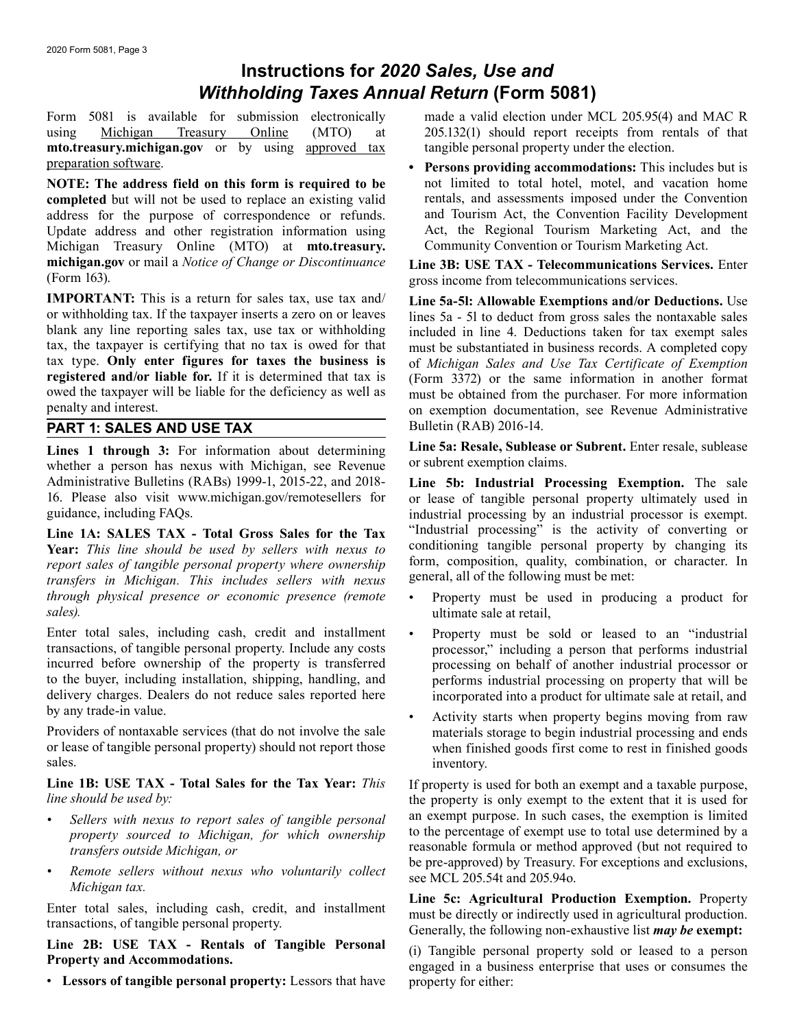# Instructions for *2020 Sales, Use and Withholding Taxes Annual Return* (Form 5081)

Form 5081 is available for submission electronically using Michigan Treasury Online (MTO) at **mto.treasury.michigan.gov** or by using approved tax preparation software.

**NOTE: The address field on this form is required to be completed** but will not be used to replace an existing valid address for the purpose of correspondence or refunds. Update address and other registration information using Michigan Treasury Online (MTO) at **mto.treasury.michigan.gov** or mail a *Notice of Change or Discontinuance* (Form 163).

**IMPORTANT:** This is a return for sales tax, use tax and/or withholding tax. If the taxpayer inserts a zero on or leaves blank any line reporting sales tax, use tax or withholding tax, the taxpayer is certifying that no tax is owed for that tax type. **Only enter figures for taxes the business is registered and/or liable for.** If it is determined that tax is owed the taxpayer will be liable for the deficiency as well as penalty and interest.

## PART 1: SALES AND USE TAX

**Lines 1 through 3:** For information about determining whether a person has nexus with Michigan, see Revenue Administrative Bulletins (RABs) 1999-1, 2015-22, and 2018-16. Please also visit www.michigan.gov/remotesellers for guidance, including FAQs.

**Line 1A: SALES TAX - Total Gross Sales for the Tax Year:** *This line should be used by sellers with nexus to report sales of tangible personal property where ownership transfers in Michigan. This includes sellers with nexus through physical presence or economic presence (remote sales).*

Enter total sales, including cash, credit and installment transactions, of tangible personal property. Include any costs incurred before ownership of the property is transferred to the buyer, including installation, shipping, handling, and delivery charges. Dealers do not reduce sales reported here by any trade-in value.

Providers of nontaxable services (that do not involve the sale or lease of tangible personal property) should not report those sales.

**Line 1B: USE TAX - Total Sales for the Tax Year:** *This line should be used by:*

- *Sellers with nexus to report sales of tangible personal property sourced to Michigan, for which ownership transfers outside Michigan, or*
- *Remote sellers without nexus who voluntarily collect Michigan tax.*

Enter total sales, including cash, credit, and installment transactions, of tangible personal property.

**Line 2B: USE TAX - Rentals of Tangible Personal Property and Accommodations.**

- **Lessors of tangible personal property:** Lessors that have made a valid election under MCL 205.95(4) and MAC R 205.132(1) should report receipts from rentals of that tangible personal property under the election.
- **Persons providing accommodations:** This includes but is not limited to total hotel, motel, and vacation home rentals, and assessments imposed under the Convention and Tourism Act, the Convention Facility Development Act, the Regional Tourism Marketing Act, and the Community Convention or Tourism Marketing Act.

**Line 3B: USE TAX - Telecommunications Services.** Enter gross income from telecommunications services.

**Line 5a-5l: Allowable Exemptions and/or Deductions.** Use lines 5a - 5l to deduct from gross sales the nontaxable sales included in line 4. Deductions taken for tax exempt sales must be substantiated in business records. A completed copy of *Michigan Sales and Use Tax Certificate of Exemption* (Form 3372) or the same information in another format must be obtained from the purchaser. For more information on exemption documentation, see Revenue Administrative Bulletin (RAB) 2016-14.

**Line 5a: Resale, Sublease or Subrent.** Enter resale, sublease or subrent exemption claims.

**Line 5b: Industrial Processing Exemption.** The sale or lease of tangible personal property ultimately used in industrial processing by an industrial processor is exempt. "Industrial processing" is the activity of converting or conditioning tangible personal property by changing its form, composition, quality, combination, or character. In general, all of the following must be met:

- Property must be used in producing a product for ultimate sale at retail,
- Property must be sold or leased to an "industrial processor," including a person that performs industrial processing on behalf of another industrial processor or performs industrial processing on property that will be incorporated into a product for ultimate sale at retail, and
- Activity starts when property begins moving from raw materials storage to begin industrial processing and ends when finished goods first come to rest in finished goods inventory.

If property is used for both an exempt and a taxable purpose, the property is only exempt to the extent that it is used for an exempt purpose. In such cases, the exemption is limited to the percentage of exempt use to total use determined by a reasonable formula or method approved (but not required to be pre-approved) by Treasury. For exceptions and exclusions, see MCL 205.54t and 205.94o.

**Line 5c: Agricultural Production Exemption.** Property must be directly or indirectly used in agricultural production. Generally, the following non-exhaustive list ***may be*** **exempt:**

(i) Tangible personal property sold or leased to a person engaged in a business enterprise that uses or consumes the property for either: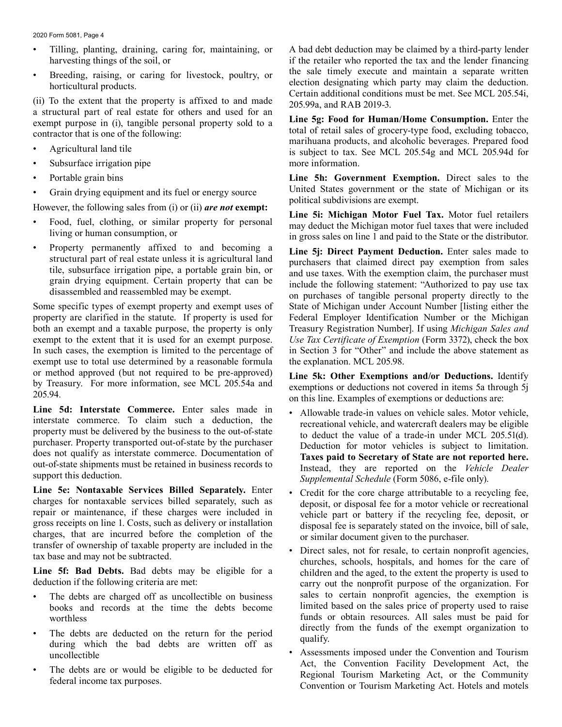- Tilling, planting, draining, caring for, maintaining, or harvesting things of the soil, or
- Breeding, raising, or caring for livestock, poultry, or horticultural products.

(ii) To the extent that the property is affixed to and made a structural part of real estate for others and used for an exempt purpose in (i), tangible personal property sold to a contractor that is one of the following:

- Agricultural land tile
- Subsurface irrigation pipe
- Portable grain bins
- Grain drying equipment and its fuel or energy source

However, the following sales from (i) or (ii) ***are not*** **exempt:**

- Food, fuel, clothing, or similar property for personal living or human consumption, or
- Property permanently affixed to and becoming a structural part of real estate unless it is agricultural land tile, subsurface irrigation pipe, a portable grain bin, or grain drying equipment. Certain property that can be disassembled and reassembled may be exempt.

Some specific types of exempt property and exempt uses of property are clarified in the statute. If property is used for both an exempt and a taxable purpose, the property is only exempt to the extent that it is used for an exempt purpose. In such cases, the exemption is limited to the percentage of exempt use to total use determined by a reasonable formula or method approved (but not required to be pre-approved) by Treasury. For more information, see MCL 205.54a and 205.94.

**Line 5d: Interstate Commerce.** Enter sales made in interstate commerce. To claim such a deduction, the property must be delivered by the business to the out-of-state purchaser. Property transported out-of-state by the purchaser does not qualify as interstate commerce. Documentation of out-of-state shipments must be retained in business records to support this deduction.

**Line 5e: Nontaxable Services Billed Separately.** Enter charges for nontaxable services billed separately, such as repair or maintenance, if these charges were included in gross receipts on line 1. Costs, such as delivery or installation charges, that are incurred before the completion of the transfer of ownership of taxable property are included in the tax base and may not be subtracted.

**Line 5f: Bad Debts.** Bad debts may be eligible for a deduction if the following criteria are met:

- The debts are charged off as uncollectible on business books and records at the time the debts become worthless
- The debts are deducted on the return for the period during which the bad debts are written off as uncollectible
- The debts are or would be eligible to be deducted for federal income tax purposes.

A bad debt deduction may be claimed by a third-party lender if the retailer who reported the tax and the lender financing the sale timely execute and maintain a separate written election designating which party may claim the deduction. Certain additional conditions must be met. See MCL 205.54i, 205.99a, and RAB 2019-3.

**Line 5g: Food for Human/Home Consumption.** Enter the total of retail sales of grocery-type food, excluding tobacco, marihuana products, and alcoholic beverages. Prepared food is subject to tax. See MCL 205.54g and MCL 205.94d for more information.

**Line 5h: Government Exemption.** Direct sales to the United States government or the state of Michigan or its political subdivisions are exempt.

**Line 5i: Michigan Motor Fuel Tax.** Motor fuel retailers may deduct the Michigan motor fuel taxes that were included in gross sales on line 1 and paid to the State or the distributor.

**Line 5j: Direct Payment Deduction.** Enter sales made to purchasers that claimed direct pay exemption from sales and use taxes. With the exemption claim, the purchaser must include the following statement: "Authorized to pay use tax on purchases of tangible personal property directly to the State of Michigan under Account Number [listing either the Federal Employer Identification Number or the Michigan Treasury Registration Number]. If using *Michigan Sales and Use Tax Certificate of Exemption* (Form 3372), check the box in Section 3 for "Other" and include the above statement as the explanation. MCL 205.98.

**Line 5k: Other Exemptions and/or Deductions.** Identify exemptions or deductions not covered in items 5a through 5j on this line. Examples of exemptions or deductions are:

- Allowable trade-in values on vehicle sales. Motor vehicle, recreational vehicle, and watercraft dealers may be eligible to deduct the value of a trade-in under MCL 205.51(d). Deduction for motor vehicles is subject to limitation. **Taxes paid to Secretary of State are not reported here.** Instead, they are reported on the *Vehicle Dealer Supplemental Schedule* (Form 5086, e-file only).
- Credit for the core charge attributable to a recycling fee, deposit, or disposal fee for a motor vehicle or recreational vehicle part or battery if the recycling fee, deposit, or disposal fee is separately stated on the invoice, bill of sale, or similar document given to the purchaser.
- Direct sales, not for resale, to certain nonprofit agencies, churches, schools, hospitals, and homes for the care of children and the aged, to the extent the property is used to carry out the nonprofit purpose of the organization. For sales to certain nonprofit agencies, the exemption is limited based on the sales price of property used to raise funds or obtain resources. All sales must be paid for directly from the funds of the exempt organization to qualify.
- Assessments imposed under the Convention and Tourism Act, the Convention Facility Development Act, the Regional Tourism Marketing Act, or the Community Convention or Tourism Marketing Act. Hotels and motels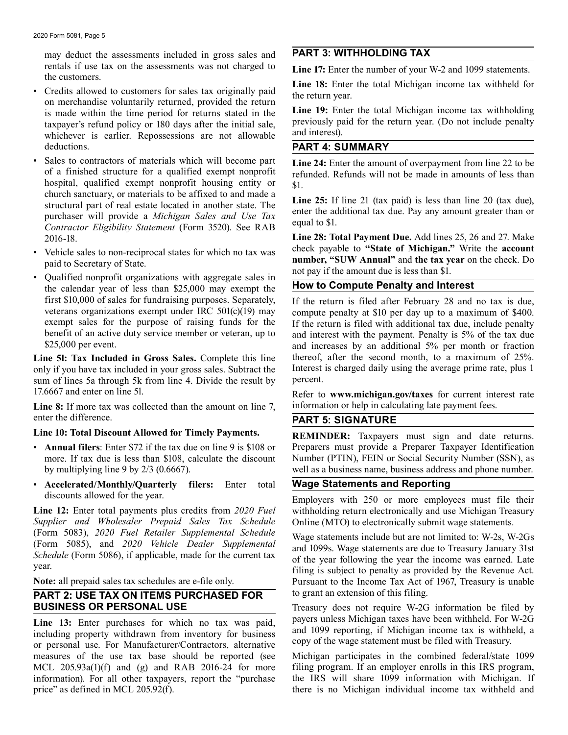may deduct the assessments included in gross sales and rentals if use tax on the assessments was not charged to the customers.

- Credits allowed to customers for sales tax originally paid on merchandise voluntarily returned, provided the return is made within the time period for returns stated in the taxpayer's refund policy or 180 days after the initial sale, whichever is earlier. Repossessions are not allowable deductions.
- Sales to contractors of materials which will become part of a finished structure for a qualified exempt nonprofit hospital, qualified exempt nonprofit housing entity or church sanctuary, or materials to be affixed to and made a structural part of real estate located in another state. The purchaser will provide a *Michigan Sales and Use Tax Contractor Eligibility Statement* (Form 3520). See RAB 2016-18.
- Vehicle sales to non-reciprocal states for which no tax was paid to Secretary of State.
- Qualified nonprofit organizations with aggregate sales in the calendar year of less than $25,000 may exempt the first $10,000 of sales for fundraising purposes. Separately, veterans organizations exempt under IRC 501(c)(19) may exempt sales for the purpose of raising funds for the benefit of an active duty service member or veteran, up to $25,000 per event.

**Line 5l: Tax Included in Gross Sales.** Complete this line only if you have tax included in your gross sales. Subtract the sum of lines 5a through 5k from line 4. Divide the result by 17.6667 and enter on line 5l.

**Line 8:** If more tax was collected than the amount on line 7, enter the difference.

**Line 10: Total Discount Allowed for Timely Payments.**

- **Annual filers**: Enter $72 if the tax due on line 9 is $108 or more. If tax due is less than $108, calculate the discount by multiplying line 9 by 2/3 (0.6667).
- **Accelerated/Monthly/Quarterly filers:** Enter total discounts allowed for the year.

**Line 12:** Enter total payments plus credits from *2020 Fuel Supplier and Wholesaler Prepaid Sales Tax Schedule* (Form 5083), *2020 Fuel Retailer Supplemental Schedule* (Form 5085), and *2020 Vehicle Dealer Supplemental Schedule* (Form 5086), if applicable, made for the current tax year.

**Note:** all prepaid sales tax schedules are e-file only.

## PART 2: USE TAX ON ITEMS PURCHASED FOR BUSINESS OR PERSONAL USE

**Line 13:** Enter purchases for which no tax was paid, including property withdrawn from inventory for business or personal use. For Manufacturer/Contractors, alternative measures of the use tax base should be reported (see MCL 205.93a(1)(f) and (g) and RAB 2016-24 for more information). For all other taxpayers, report the "purchase price" as defined in MCL 205.92(f).

## PART 3: WITHHOLDING TAX

**Line 17:** Enter the number of your W-2 and 1099 statements.

**Line 18:** Enter the total Michigan income tax withheld for the return year.

**Line 19:** Enter the total Michigan income tax withholding previously paid for the return year. (Do not include penalty and interest).

## PART 4: SUMMARY

**Line 24:** Enter the amount of overpayment from line 22 to be refunded. Refunds will not be made in amounts of less than $1.

**Line 25:** If line 21 (tax paid) is less than line 20 (tax due), enter the additional tax due. Pay any amount greater than or equal to $1.

**Line 28: Total Payment Due.** Add lines 25, 26 and 27. Make check payable to **"State of Michigan."** Write the **account number, "SUW Annual"** and **the tax year** on the check. Do not pay if the amount due is less than $1.

## How to Compute Penalty and Interest

If the return is filed after February 28 and no tax is due, compute penalty at $10 per day up to a maximum of $400. If the return is filed with additional tax due, include penalty and interest with the payment. Penalty is 5% of the tax due and increases by an additional 5% per month or fraction thereof, after the second month, to a maximum of 25%. Interest is charged daily using the average prime rate, plus 1 percent.

Refer to **www.michigan.gov/taxes** for current interest rate information or help in calculating late payment fees.

## PART 5: SIGNATURE

**REMINDER:** Taxpayers must sign and date returns. Preparers must provide a Preparer Taxpayer Identification Number (PTIN), FEIN or Social Security Number (SSN), as well as a business name, business address and phone number.

## Wage Statements and Reporting

Employers with 250 or more employees must file their withholding return electronically and use Michigan Treasury Online (MTO) to electronically submit wage statements.

Wage statements include but are not limited to: W-2s, W-2Gs and 1099s. Wage statements are due to Treasury January 31st of the year following the year the income was earned. Late filing is subject to penalty as provided by the Revenue Act. Pursuant to the Income Tax Act of 1967, Treasury is unable to grant an extension of this filing.

Treasury does not require W-2G information be filed by payers unless Michigan taxes have been withheld. For W-2G and 1099 reporting, if Michigan income tax is withheld, a copy of the wage statement must be filed with Treasury.

Michigan participates in the combined federal/state 1099 filing program. If an employer enrolls in this IRS program, the IRS will share 1099 information with Michigan. If there is no Michigan individual income tax withheld and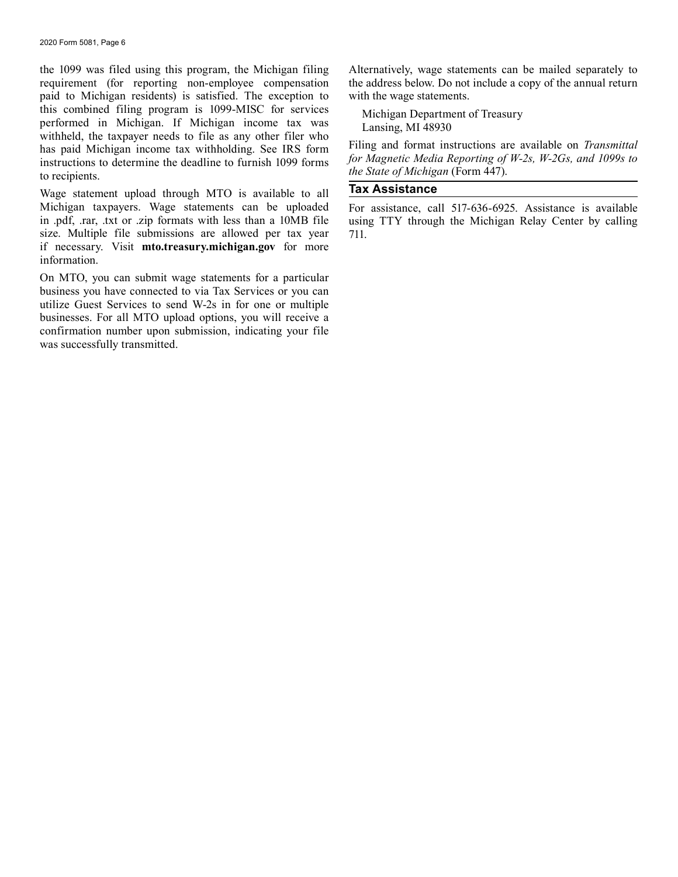the 1099 was filed using this program, the Michigan filing requirement (for reporting non-employee compensation paid to Michigan residents) is satisfied. The exception to this combined filing program is 1099-MISC for services performed in Michigan. If Michigan income tax was withheld, the taxpayer needs to file as any other filer who has paid Michigan income tax withholding. See IRS form instructions to determine the deadline to furnish 1099 forms to recipients.

Wage statement upload through MTO is available to all Michigan taxpayers. Wage statements can be uploaded in .pdf, .rar, .txt or .zip formats with less than a 10MB file size. Multiple file submissions are allowed per tax year if necessary. Visit **mto.treasury.michigan.gov** for more information.

On MTO, you can submit wage statements for a particular business you have connected to via Tax Services or you can utilize Guest Services to send W-2s in for one or multiple businesses. For all MTO upload options, you will receive a confirmation number upon submission, indicating your file was successfully transmitted.

Alternatively, wage statements can be mailed separately to the address below. Do not include a copy of the annual return with the wage statements.

Michigan Department of Treasury
Lansing, MI 48930

Filing and format instructions are available on *Transmittal for Magnetic Media Reporting of W-2s, W-2Gs, and 1099s to the State of Michigan* (Form 447).

## Tax Assistance

For assistance, call 517-636-6925. Assistance is available using TTY through the Michigan Relay Center by calling 711.